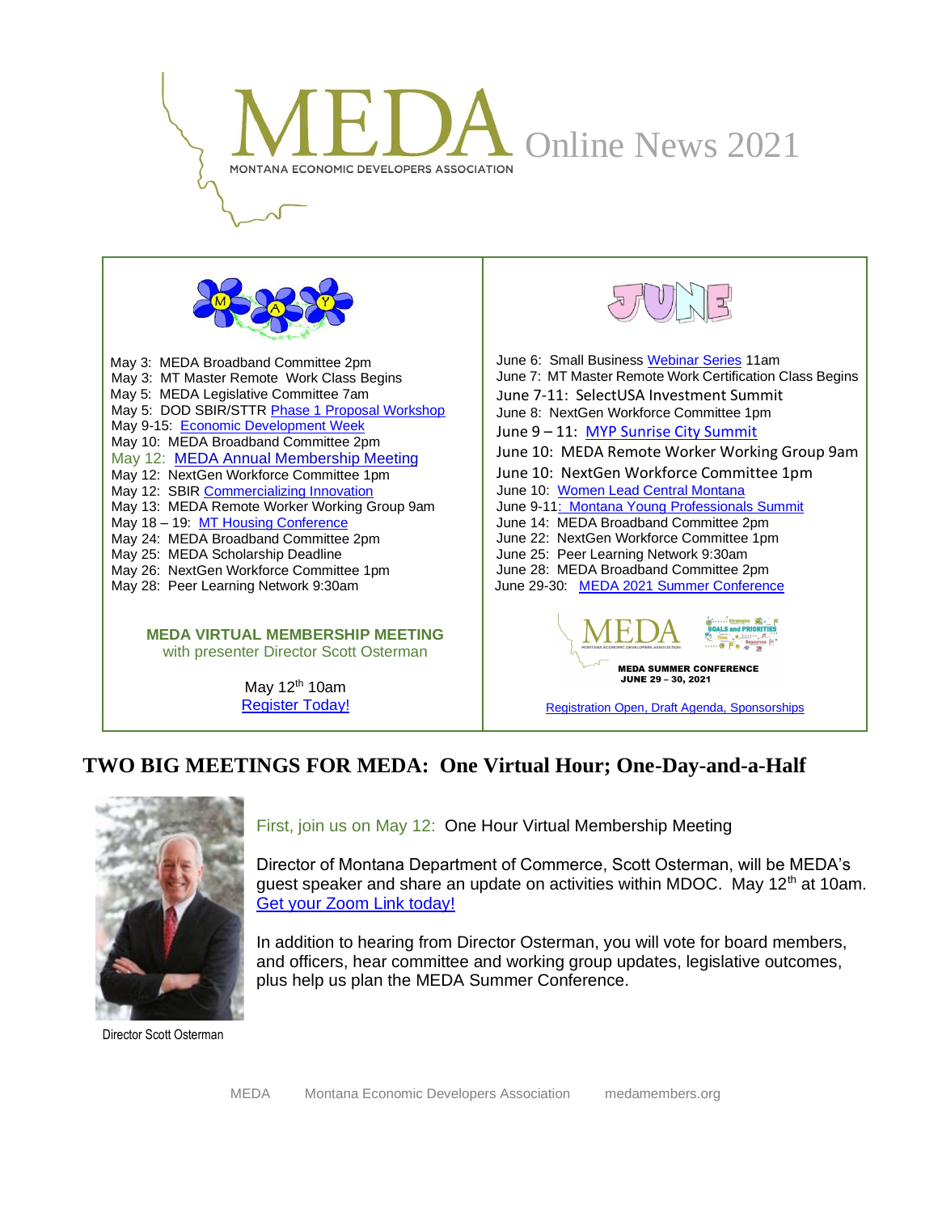# MEDA Online News 2021

MONTANA ECONOMIC DEVELOPERS ASSOCIATION

## MAY

May 3: MEDA Broadband Committee 2pm
May 3: MT Master Remote Work Class Begins
May 5: MEDA Legislative Committee 7am
May 5: DOD SBIR/STTR Phase 1 Proposal Workshop
May 9-15: Economic Development Week
May 10: MEDA Broadband Committee 2pm
May 12: MEDA Annual Membership Meeting
May 12: NextGen Workforce Committee 1pm
May 12: SBIR Commercializing Innovation
May 13: MEDA Remote Worker Working Group 9am
May 18 – 19: MT Housing Conference
May 24: MEDA Broadband Committee 2pm
May 25: MEDA Scholarship Deadline
May 26: NextGen Workforce Committee 1pm
May 28: Peer Learning Network 9:30am

**MEDA VIRTUAL MEMBERSHIP MEETING**
with presenter Director Scott Osterman

May 12th 10am
Register Today!

## JUNE

June 6: Small Business Webinar Series 11am
June 7: MT Master Remote Work Certification Class Begins
June 7-11: SelectUSA Investment Summit
June 8: NextGen Workforce Committee 1pm
June 9 – 11: MYP Sunrise City Summit
June 10: MEDA Remote Worker Working Group 9am
June 10: NextGen Workforce Committee 1pm
June 10: Women Lead Central Montana
June 9-11: Montana Young Professionals Summit
June 14: MEDA Broadband Committee 2pm
June 22: NextGen Workforce Committee 1pm
June 25: Peer Learning Network 9:30am
June 28: MEDA Broadband Committee 2pm
June 29-30: MEDA 2021 Summer Conference

**MEDA SUMMER CONFERENCE**
**JUNE 29 – 30, 2021**

Registration Open, Draft Agenda, Sponsorships

# TWO BIG MEETINGS FOR MEDA: One Virtual Hour; One-Day-and-a-Half

First, join us on May 12: One Hour Virtual Membership Meeting

Director of Montana Department of Commerce, Scott Osterman, will be MEDA's guest speaker and share an update on activities within MDOC. May 12th at 10am. Get your Zoom Link today!

In addition to hearing from Director Osterman, you will vote for board members, and officers, hear committee and working group updates, legislative outcomes, plus help us plan the MEDA Summer Conference.

Director Scott Osterman

MEDA Montana Economic Developers Association medamembers.org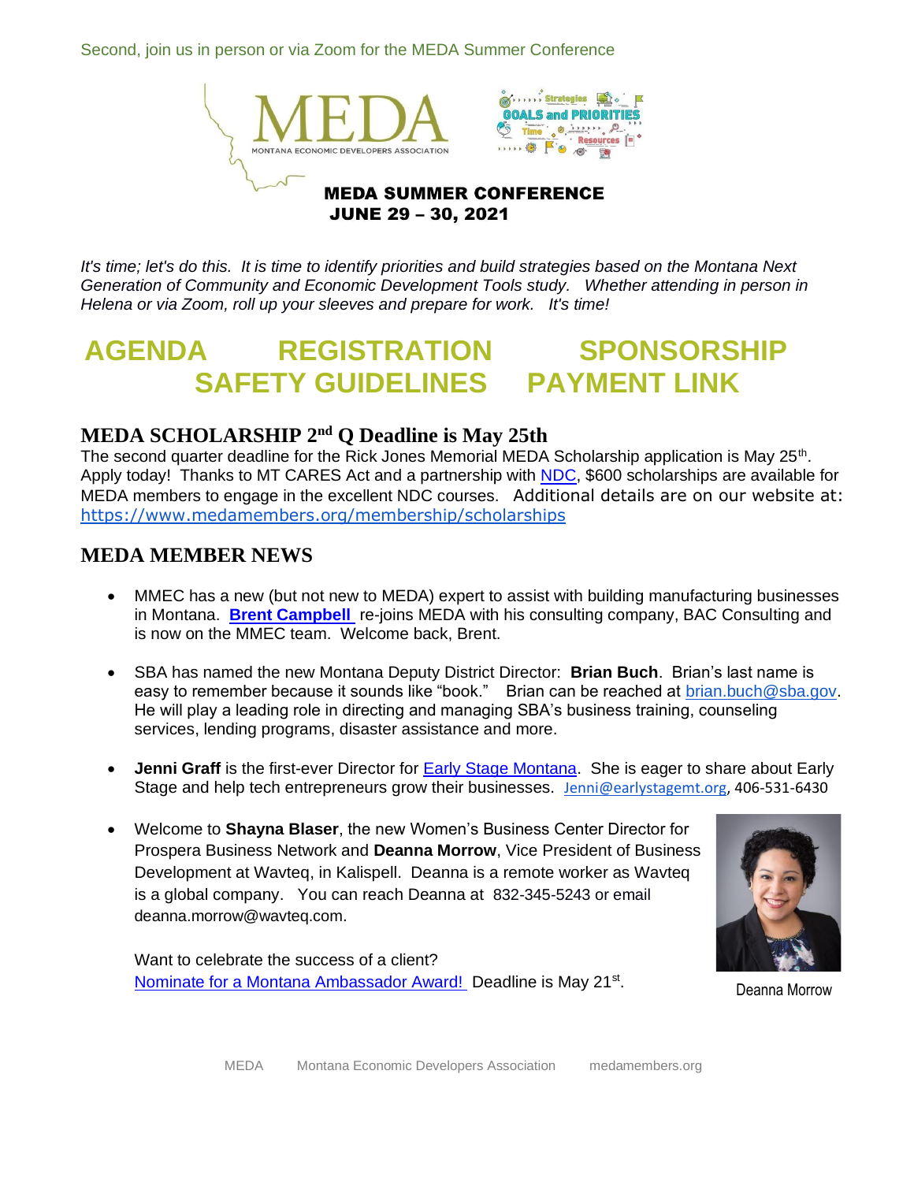Second, join us in person or via Zoom for the MEDA Summer Conference

MEDA

MONTANA ECONOMIC DEVELOPERS ASSOCIATION

**MEDA SUMMER CONFERENCE**
**JUNE 29 – 30, 2021**

*It's time; let's do this. It is time to identify priorities and build strategies based on the Montana Next Generation of Community and Economic Development Tools study. Whether attending in person in Helena or via Zoom, roll up your sleeves and prepare for work. It's time!*

**AGENDA REGISTRATION SPONSORSHIP**
**SAFETY GUIDELINES PAYMENT LINK**

## MEDA SCHOLARSHIP 2nd Q Deadline is May 25th

The second quarter deadline for the Rick Jones Memorial MEDA Scholarship application is May 25th. Apply today! Thanks to MT CARES Act and a partnership with NDC, $600 scholarships are available for MEDA members to engage in the excellent NDC courses. Additional details are on our website at: https://www.medamembers.org/membership/scholarships

## MEDA MEMBER NEWS

- MMEC has a new (but not new to MEDA) expert to assist with building manufacturing businesses in Montana. **Brent Campbell** re-joins MEDA with his consulting company, BAC Consulting and is now on the MMEC team. Welcome back, Brent.

- SBA has named the new Montana Deputy District Director: **Brian Buch**. Brian's last name is easy to remember because it sounds like "book." Brian can be reached at brian.buch@sba.gov. He will play a leading role in directing and managing SBA's business training, counseling services, lending programs, disaster assistance and more.

- **Jenni Graff** is the first-ever Director for Early Stage Montana. She is eager to share about Early Stage and help tech entrepreneurs grow their businesses. Jenni@earlystagemt.org, 406-531-6430

- Welcome to **Shayna Blaser**, the new Women's Business Center Director for Prospera Business Network and **Deanna Morrow**, Vice President of Business Development at Wavteq, in Kalispell. Deanna is a remote worker as Wavteq is a global company. You can reach Deanna at 832-345-5243 or email deanna.morrow@wavteq.com.

  Want to celebrate the success of a client?
  Nominate for a Montana Ambassador Award! Deadline is May 21st.

Deanna Morrow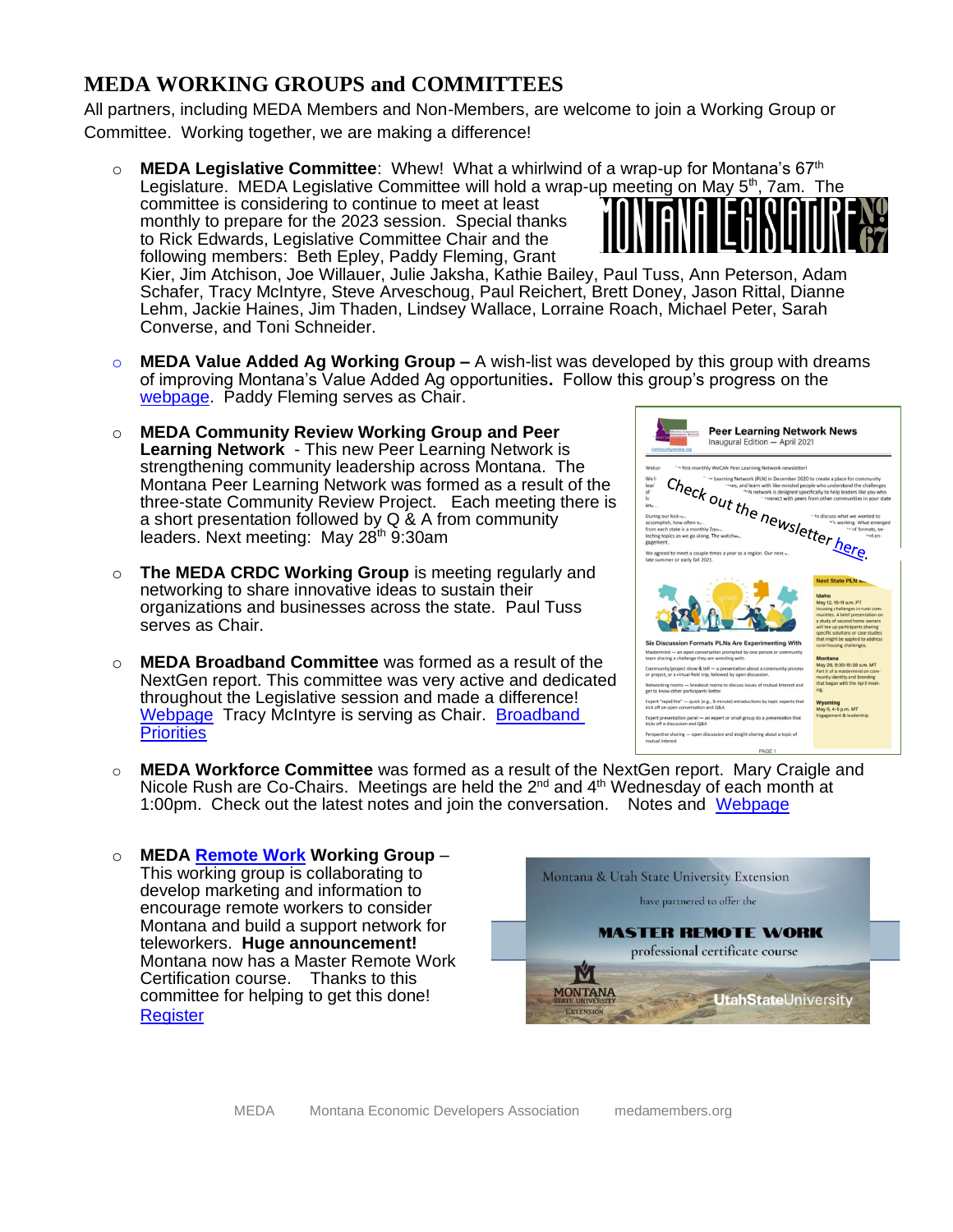## MEDA WORKING GROUPS and COMMITTEES

All partners, including MEDA Members and Non-Members, are welcome to join a Working Group or Committee. Working together, we are making a difference!

- **MEDA Legislative Committee**: Whew! What a whirlwind of a wrap-up for Montana's 67th Legislature. MEDA Legislative Committee will hold a wrap-up meeting on May 5th, 7am. The committee is considering to continue to meet at least monthly to prepare for the 2023 session. Special thanks to Rick Edwards, Legislative Committee Chair and the following members: Beth Epley, Paddy Fleming, Grant Kier, Jim Atchison, Joe Willauer, Julie Jaksha, Kathie Bailey, Paul Tuss, Ann Peterson, Adam Schafer, Tracy McIntyre, Steve Arveschoug, Paul Reichert, Brett Doney, Jason Rittal, Dianne Lehm, Jackie Haines, Jim Thaden, Lindsey Wallace, Lorraine Roach, Michael Peter, Sarah Converse, and Toni Schneider.

- **MEDA Value Added Ag Working Group –** A wish-list was developed by this group with dreams of improving Montana's Value Added Ag opportunities. Follow this group's progress on the webpage. Paddy Fleming serves as Chair.

- **MEDA Community Review Working Group and Peer Learning Network** - This new Peer Learning Network is strengthening community leadership across Montana. The Montana Peer Learning Network was formed as a result of the three-state Community Review Project. Each meeting there is a short presentation followed by Q & A from community leaders. Next meeting: May 28th 9:30am

  Check out the newsletter here.

- **The MEDA CRDC Working Group** is meeting regularly and networking to share innovative ideas to sustain their organizations and businesses across the state. Paul Tuss serves as Chair.

- **MEDA Broadband Committee** was formed as a result of the NextGen report. This committee was very active and dedicated throughout the Legislative session and made a difference! Webpage Tracy McIntyre is serving as Chair. Broadband Priorities

- **MEDA Workforce Committee** was formed as a result of the NextGen report. Mary Craigle and Nicole Rush are Co-Chairs. Meetings are held the 2nd and 4th Wednesday of each month at 1:00pm. Check out the latest notes and join the conversation. Notes and Webpage

- **MEDA Remote Work Working Group** – This working group is collaborating to develop marketing and information to encourage remote workers to consider Montana and build a support network for teleworkers. **Huge announcement!** Montana now has a Master Remote Work Certification course. Thanks to this committee for helping to get this done! Register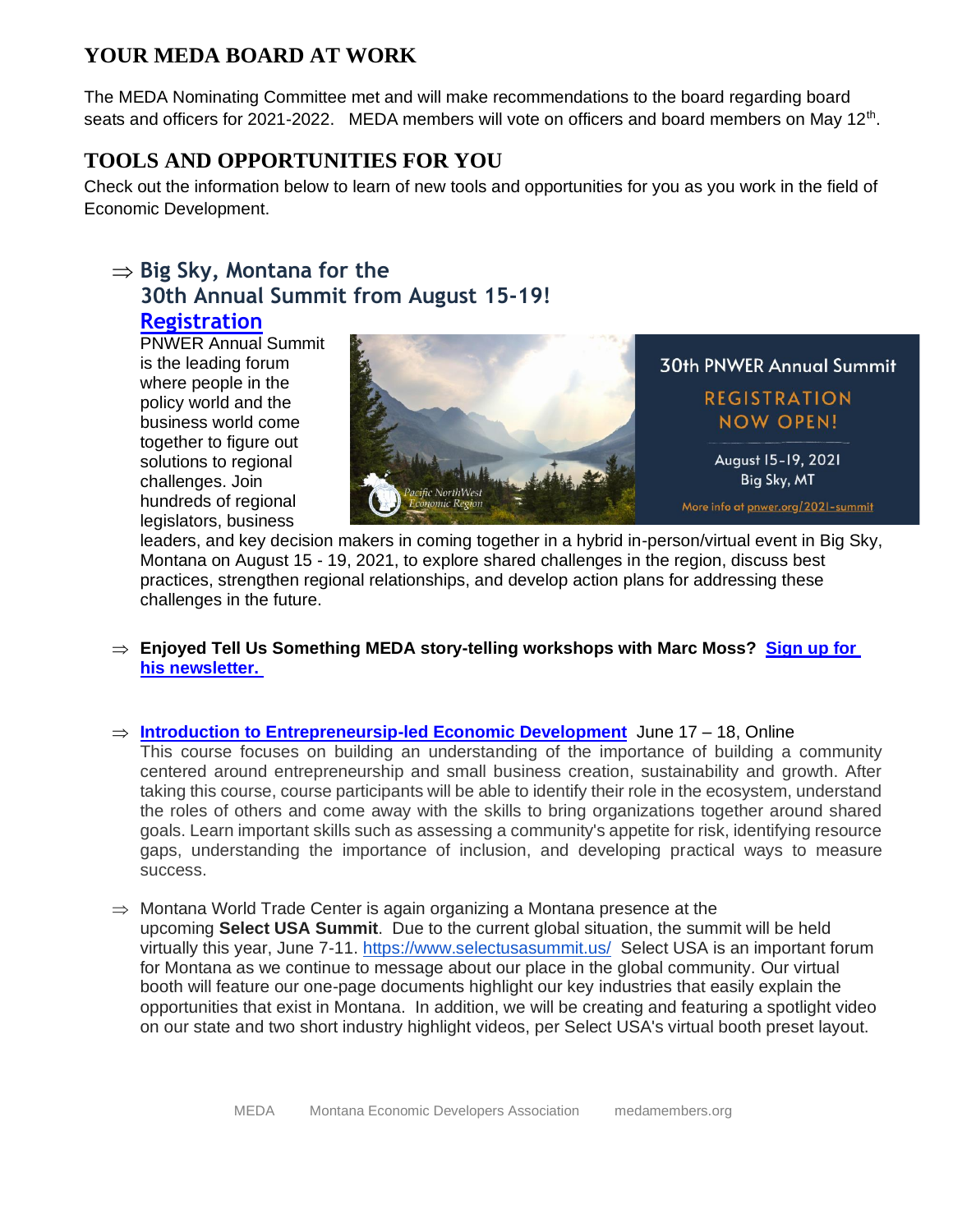## YOUR MEDA BOARD AT WORK

The MEDA Nominating Committee met and will make recommendations to the board regarding board seats and officers for 2021-2022. MEDA members will vote on officers and board members on May 12th.

## TOOLS AND OPPORTUNITIES FOR YOU

Check out the information below to learn of new tools and opportunities for you as you work in the field of Economic Development.

⇒ **Big Sky, Montana for the 30th Annual Summit from August 15-19!**
**Registration**

PNWER Annual Summit is the leading forum where people in the policy world and the business world come together to figure out solutions to regional challenges. Join hundreds of regional legislators, business leaders, and key decision makers in coming together in a hybrid in-person/virtual event in Big Sky, Montana on August 15 - 19, 2021, to explore shared challenges in the region, discuss best practices, strengthen regional relationships, and develop action plans for addressing these challenges in the future.

⇒ **Enjoyed Tell Us Something MEDA story-telling workshops with Marc Moss? Sign up for his newsletter.**

⇒ **Introduction to Entrepreneursip-led Economic Development** June 17 – 18, Online
This course focuses on building an understanding of the importance of building a community centered around entrepreneurship and small business creation, sustainability and growth. After taking this course, course participants will be able to identify their role in the ecosystem, understand the roles of others and come away with the skills to bring organizations together around shared goals. Learn important skills such as assessing a community's appetite for risk, identifying resource gaps, understanding the importance of inclusion, and developing practical ways to measure success.

⇒ Montana World Trade Center is again organizing a Montana presence at the upcoming **Select USA Summit**. Due to the current global situation, the summit will be held virtually this year, June 7-11. https://www.selectusasummit.us/ Select USA is an important forum for Montana as we continue to message about our place in the global community. Our virtual booth will feature our one-page documents highlight our key industries that easily explain the opportunities that exist in Montana. In addition, we will be creating and featuring a spotlight video on our state and two short industry highlight videos, per Select USA's virtual booth preset layout.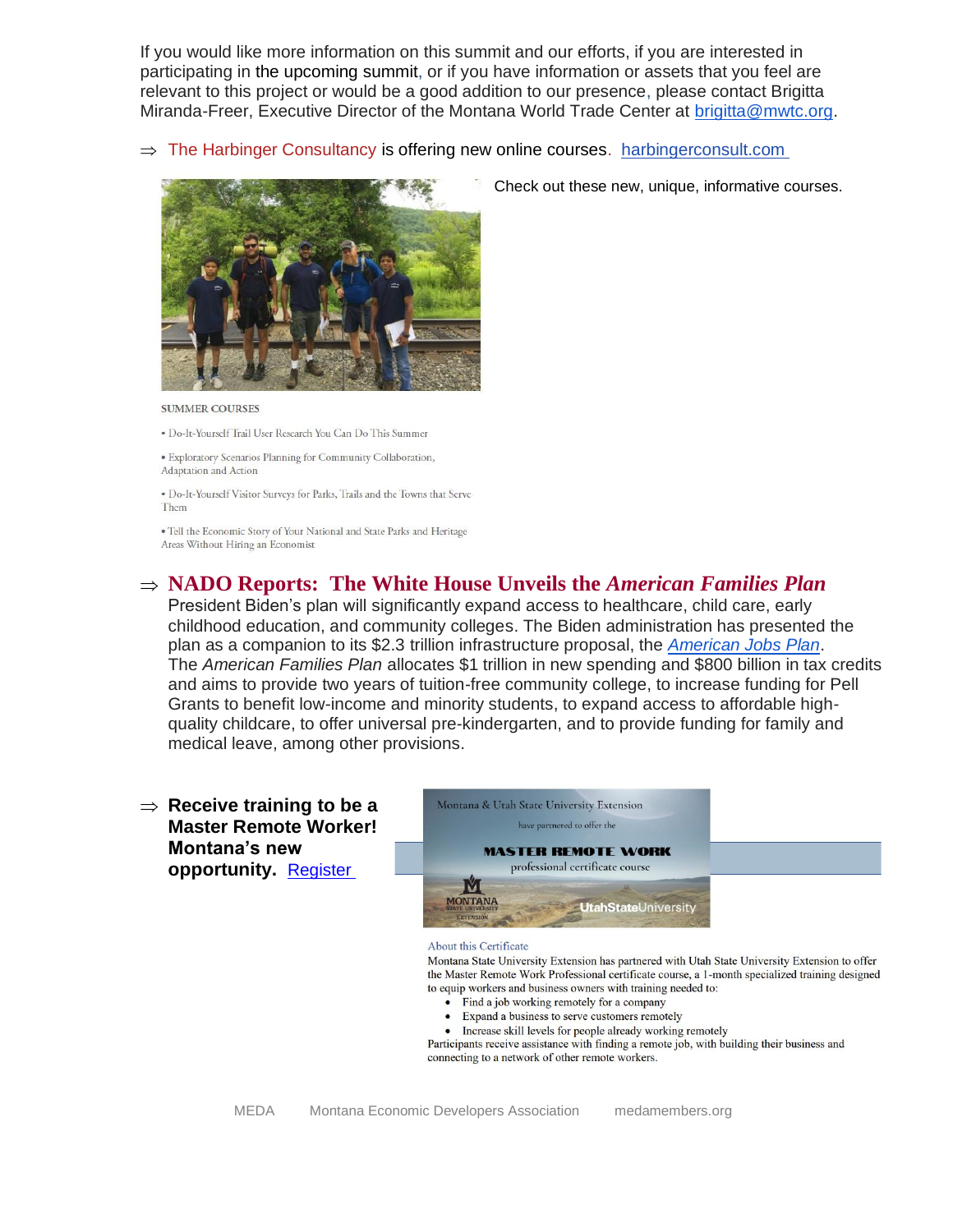If you would like more information on this summit and our efforts, if you are interested in participating in the upcoming summit, or if you have information or assets that you feel are relevant to this project or would be a good addition to our presence, please contact Brigitta Miranda-Freer, Executive Director of the Montana World Trade Center at brigitta@mwtc.org.

⇒ The Harbinger Consultancy is offering new online courses. harbingerconsult.com

Check out these new, unique, informative courses.

SUMMER COURSES

- Do-It-Yourself Trail User Research You Can Do This Summer
- Exploratory Scenarios Planning for Community Collaboration, Adaptation and Action
- Do-It-Yourself Visitor Surveys for Parks, Trails and the Towns that Serve Them
- Tell the Economic Story of Your National and State Parks and Heritage Areas Without Hiring an Economist

⇒ **NADO Reports: The White House Unveils the *American Families Plan***

President Biden's plan will significantly expand access to healthcare, child care, early childhood education, and community colleges. The Biden administration has presented the plan as a companion to its $2.3 trillion infrastructure proposal, the *American Jobs Plan*. The *American Families Plan* allocates $1 trillion in new spending and $800 billion in tax credits and aims to provide two years of tuition-free community college, to increase funding for Pell Grants to benefit low-income and minority students, to expand access to affordable high-quality childcare, to offer universal pre-kindergarten, and to provide funding for family and medical leave, among other provisions.

⇒ **Receive training to be a Master Remote Worker! Montana's new opportunity.** Register

Montana & Utah State University Extension have partnered to offer the

MASTER REMOTE WORK

professional certificate course

MONTANA STATE UNIVERSITY EXTENSION

UtahStateUniversity

About this Certificate

Montana State University Extension has partnered with Utah State University Extension to offer the Master Remote Work Professional certificate course, a 1-month specialized training designed to equip workers and business owners with training needed to:

- Find a job working remotely for a company
- Expand a business to serve customers remotely
- Increase skill levels for people already working remotely

Participants receive assistance with finding a remote job, with building their business and connecting to a network of other remote workers.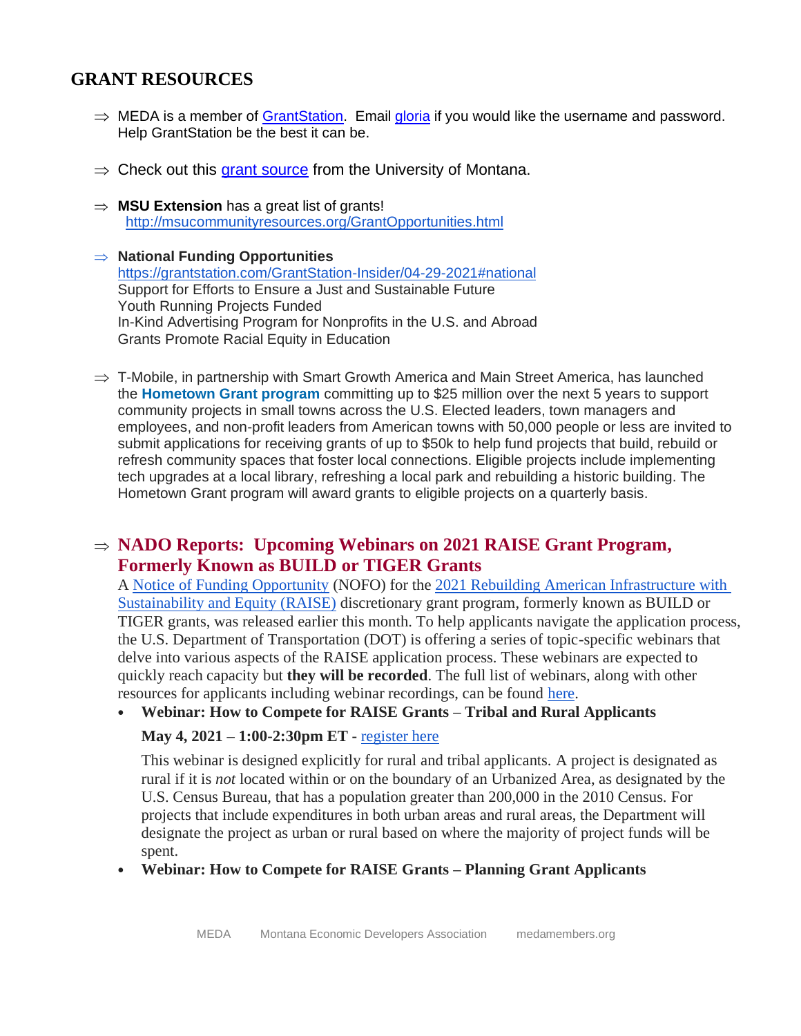## GRANT RESOURCES

- ⇒ MEDA is a member of GrantStation. Email gloria if you would like the username and password. Help GrantStation be the best it can be.

- ⇒ Check out this grant source from the University of Montana.

- ⇒ **MSU Extension** has a great list of grants!
  http://msucommunityresources.org/GrantOpportunities.html

- ⇒ **National Funding Opportunities**
  https://grantstation.com/GrantStation-Insider/04-29-2021#national
  Support for Efforts to Ensure a Just and Sustainable Future
  Youth Running Projects Funded
  In-Kind Advertising Program for Nonprofits in the U.S. and Abroad
  Grants Promote Racial Equity in Education

- ⇒ T-Mobile, in partnership with Smart Growth America and Main Street America, has launched the **Hometown Grant program** committing up to $25 million over the next 5 years to support community projects in small towns across the U.S. Elected leaders, town managers and employees, and non-profit leaders from American towns with 50,000 people or less are invited to submit applications for receiving grants of up to $50k to help fund projects that build, rebuild or refresh community spaces that foster local connections. Eligible projects include implementing tech upgrades at a local library, refreshing a local park and rebuilding a historic building. The Hometown Grant program will award grants to eligible projects on a quarterly basis.

- ⇒ **NADO Reports: Upcoming Webinars on 2021 RAISE Grant Program, Formerly Known as BUILD or TIGER Grants**
  A Notice of Funding Opportunity (NOFO) for the 2021 Rebuilding American Infrastructure with Sustainability and Equity (RAISE) discretionary grant program, formerly known as BUILD or TIGER grants, was released earlier this month. To help applicants navigate the application process, the U.S. Department of Transportation (DOT) is offering a series of topic-specific webinars that delve into various aspects of the RAISE application process. These webinars are expected to quickly reach capacity but **they will be recorded**. The full list of webinars, along with other resources for applicants including webinar recordings, can be found here.
  - **Webinar: How to Compete for RAISE Grants – Tribal and Rural Applicants**

    **May 4, 2021 – 1:00-2:30pm ET -** register here

    This webinar is designed explicitly for rural and tribal applicants. A project is designated as rural if it is *not* located within or on the boundary of an Urbanized Area, as designated by the U.S. Census Bureau, that has a population greater than 200,000 in the 2010 Census. For projects that include expenditures in both urban areas and rural areas, the Department will designate the project as urban or rural based on where the majority of project funds will be spent.
  - **Webinar: How to Compete for RAISE Grants – Planning Grant Applicants**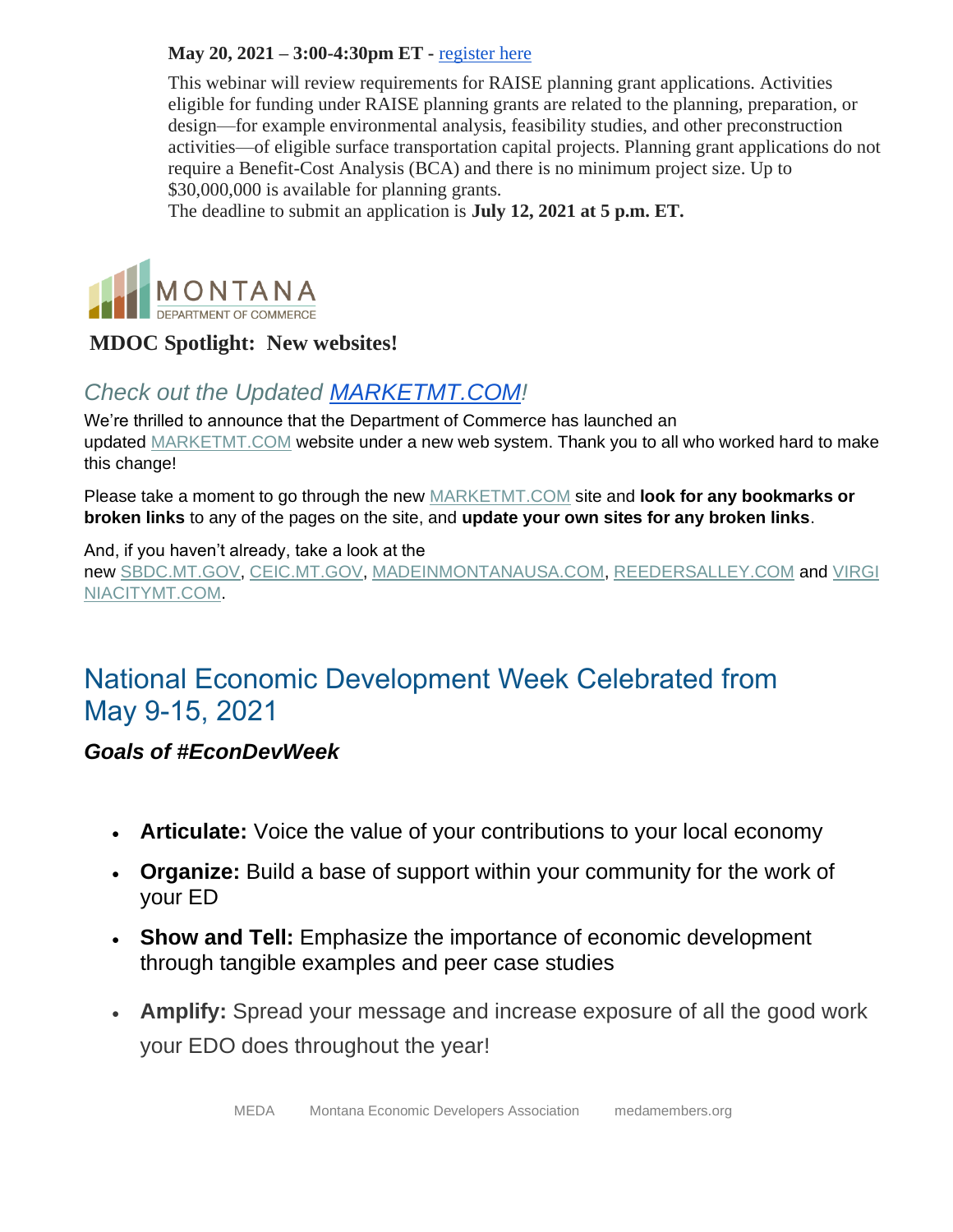**May 20, 2021 – 3:00-4:30pm ET -** register here

This webinar will review requirements for RAISE planning grant applications. Activities eligible for funding under RAISE planning grants are related to the planning, preparation, or design—for example environmental analysis, feasibility studies, and other preconstruction activities—of eligible surface transportation capital projects. Planning grant applications do not require a Benefit-Cost Analysis (BCA) and there is no minimum project size. Up to $30,000,000 is available for planning grants.
The deadline to submit an application is **July 12, 2021 at 5 p.m. ET.**

MONTANA
DEPARTMENT OF COMMERCE

**MDOC Spotlight: New websites!**

## *Check out the Updated MARKETMT.COM!*

We're thrilled to announce that the Department of Commerce has launched an updated MARKETMT.COM website under a new web system. Thank you to all who worked hard to make this change!

Please take a moment to go through the new MARKETMT.COM site and **look for any bookmarks or broken links** to any of the pages on the site, and **update your own sites for any broken links**.

And, if you haven't already, take a look at the new SBDC.MT.GOV, CEIC.MT.GOV, MADEINMONTANAUSA.COM, REEDERSALLEY.COM and VIRGINIACITYMT.COM.

# National Economic Development Week Celebrated from May 9-15, 2021

### *Goals of #EconDevWeek*

- **Articulate:** Voice the value of your contributions to your local economy
- **Organize:** Build a base of support within your community for the work of your ED
- **Show and Tell:** Emphasize the importance of economic development through tangible examples and peer case studies
- **Amplify:** Spread your message and increase exposure of all the good work your EDO does throughout the year!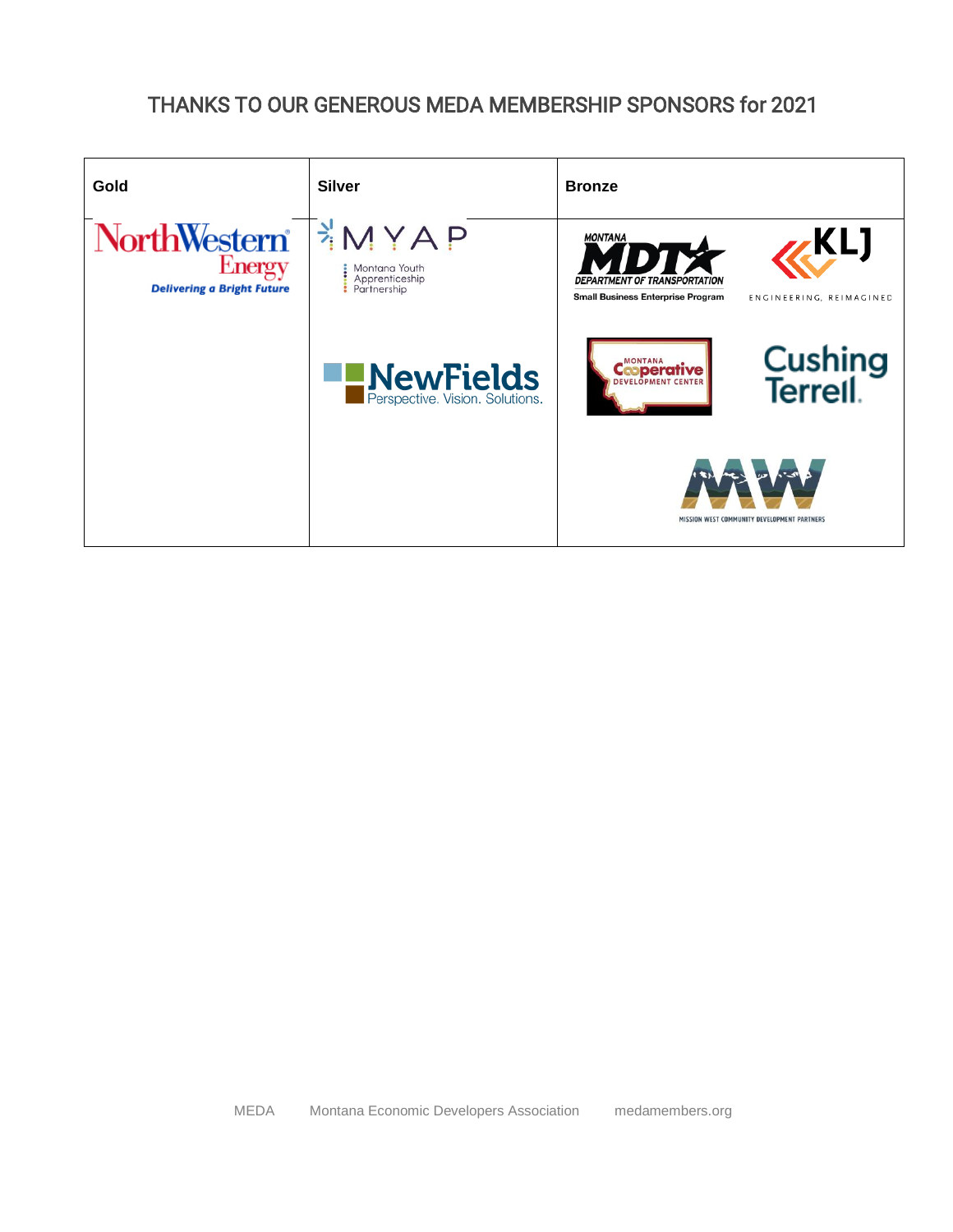# THANKS TO OUR GENEROUS MEDA MEMBERSHIP SPONSORS for 2021

| Gold | Silver | Bronze | |
|---|---|---|---|
| NorthWestern Energy<br>Delivering a Bright Future | MYAP<br>Montana Youth Apprenticeship Partnership | MONTANA MDT DEPARTMENT OF TRANSPORTATION<br>Small Business Enterprise Program | KLJ<br>ENGINEERING, REIMAGINED |
| | NewFields<br>Perspective. Vision. Solutions. | MONTANA Cooperative DEVELOPMENT CENTER | Cushing Terrell. |
| | | MW<br>MISSION WEST COMMUNITY DEVELOPMENT PARTNERS | |

MEDA Montana Economic Developers Association medamembers.org